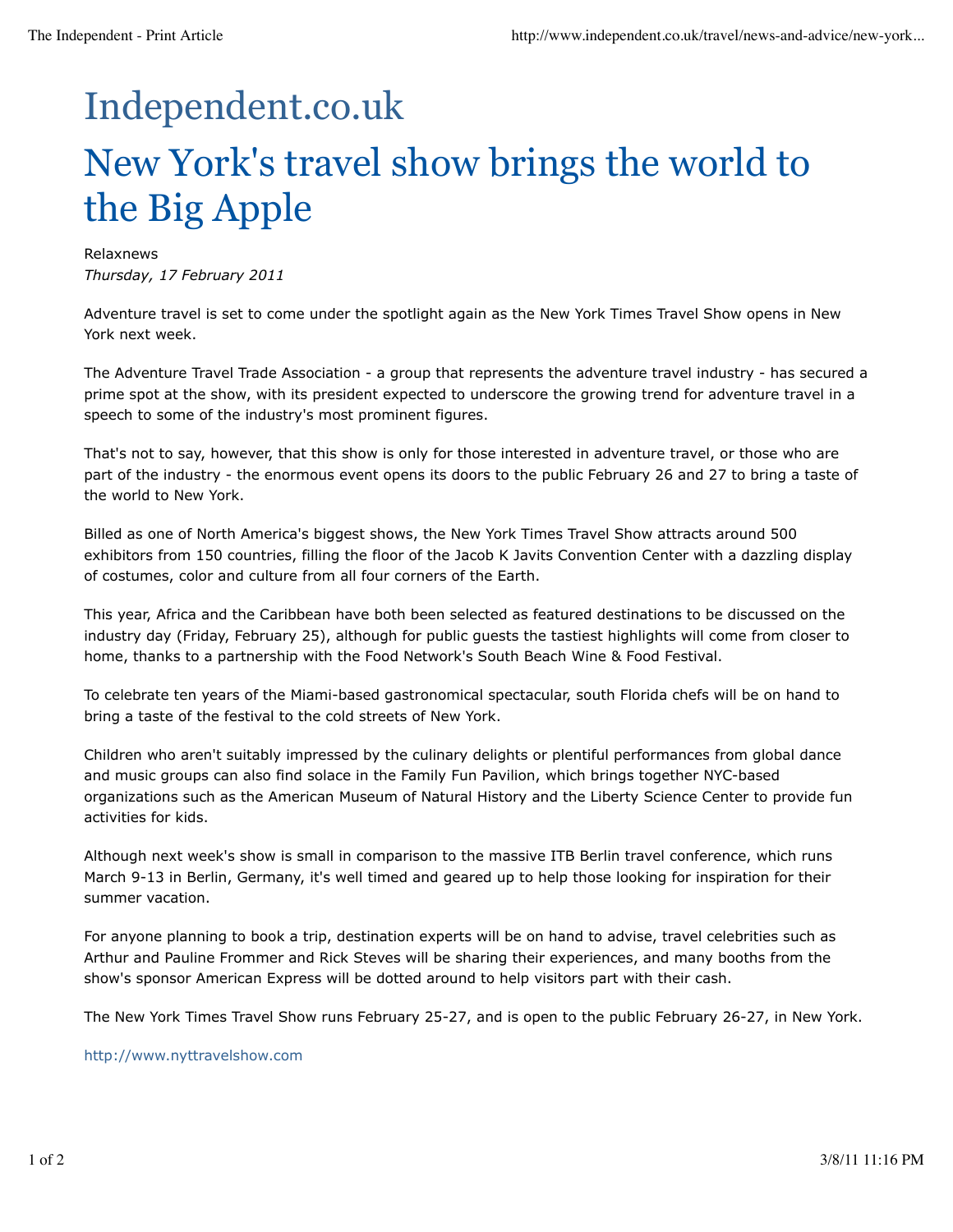# Independent.co.uk

# New York's travel show brings the world to the Big Apple

Relaxnews

*Thursday, 17 February 2011*

Adventure travel is set to come under the spotlight again as the New York Times Travel Show opens in New York next week.

The Adventure Travel Trade Association - a group that represents the adventure travel industry - has secured a prime spot at the show, with its president expected to underscore the growing trend for adventure travel in a speech to some of the industry's most prominent figures.

That's not to say, however, that this show is only for those interested in adventure travel, or those who are part of the industry - the enormous event opens its doors to the public February 26 and 27 to bring a taste of the world to New York.

Billed as one of North America's biggest shows, the New York Times Travel Show attracts around 500 exhibitors from 150 countries, filling the floor of the Jacob K Javits Convention Center with a dazzling display of costumes, color and culture from all four corners of the Earth.

This year, Africa and the Caribbean have both been selected as featured destinations to be discussed on the industry day (Friday, February 25), although for public guests the tastiest highlights will come from closer to home, thanks to a partnership with the Food Network's South Beach Wine & Food Festival.

To celebrate ten years of the Miami-based gastronomical spectacular, south Florida chefs will be on hand to bring a taste of the festival to the cold streets of New York.

Children who aren't suitably impressed by the culinary delights or plentiful performances from global dance and music groups can also find solace in the Family Fun Pavilion, which brings together NYC-based organizations such as the American Museum of Natural History and the Liberty Science Center to provide fun activities for kids.

Although next week's show is small in comparison to the massive ITB Berlin travel conference, which runs March 9-13 in Berlin, Germany, it's well timed and geared up to help those looking for inspiration for their summer vacation.

For anyone planning to book a trip, destination experts will be on hand to advise, travel celebrities such as Arthur and Pauline Frommer and Rick Steves will be sharing their experiences, and many booths from the show's sponsor American Express will be dotted around to help visitors part with their cash.

The New York Times Travel Show runs February 25-27, and is open to the public February 26-27, in New York.

http://www.nyttravelshow.com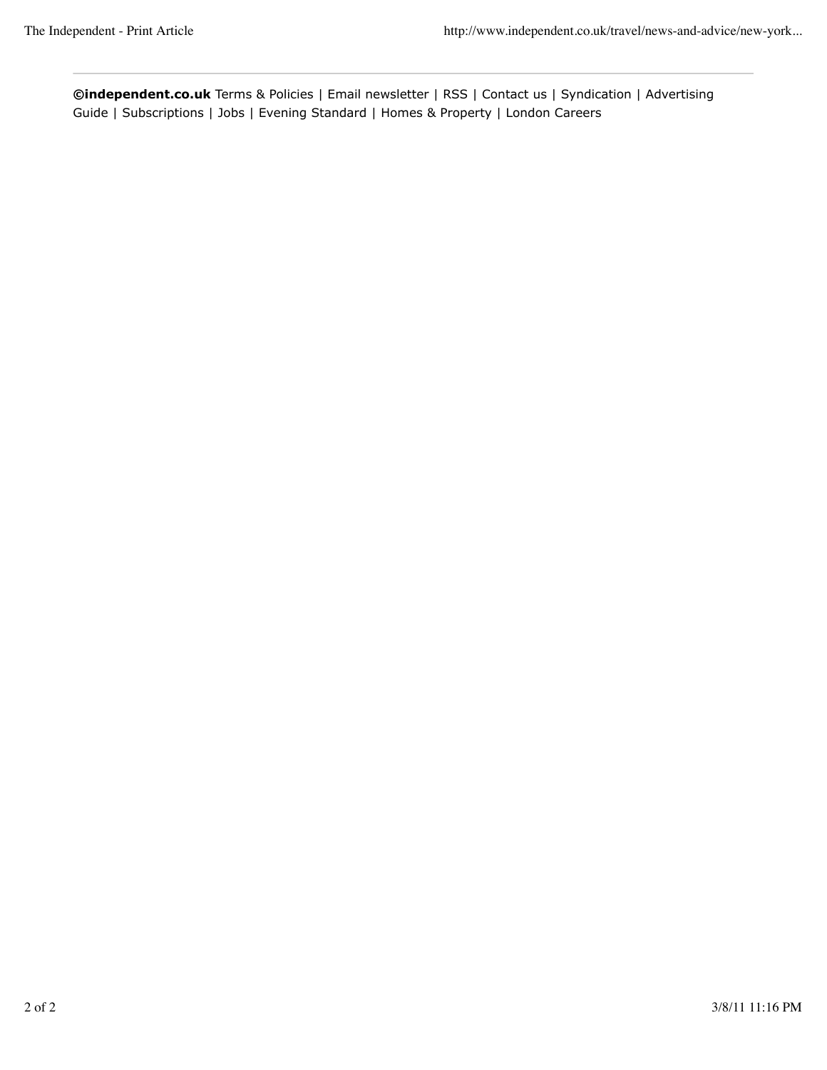**©independent.co.uk** Terms & Policies | Email newsletter | RSS | Contact us | Syndication | Advertising Guide | Subscriptions | Jobs | Evening Standard | Homes & Property | London Careers